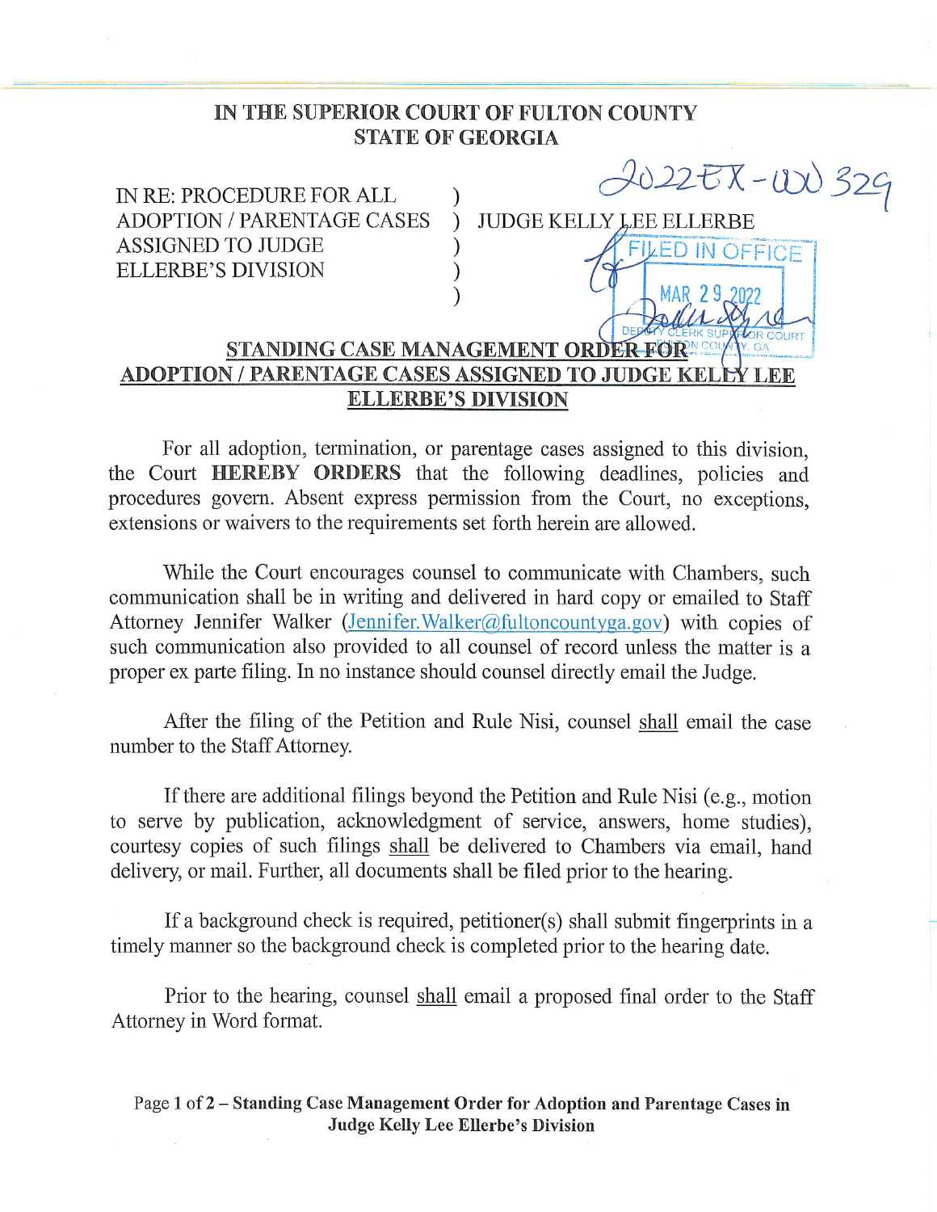IN THE SUPERIOR COURT OF FULTON COUNTY
STATE OF GEORGIA

2022EX-000329

IN RE: PROCEDURE FOR ALL ADOPTION / PARENTAGE CASES ASSIGNED TO JUDGE ELLERBE'S DIVISION

JUDGE KELLY LEE ELLERBE

FILED IN OFFICE
MAR 29 2022
DEPUTY CLERK SUPERIOR COURT FULTON COUNTY, GA

## STANDING CASE MANAGEMENT ORDER FOR ADOPTION / PARENTAGE CASES ASSIGNED TO JUDGE KELLY LEE ELLERBE'S DIVISION

For all adoption, termination, or parentage cases assigned to this division, the Court **HEREBY ORDERS** that the following deadlines, policies and procedures govern. Absent express permission from the Court, no exceptions, extensions or waivers to the requirements set forth herein are allowed.

While the Court encourages counsel to communicate with Chambers, such communication shall be in writing and delivered in hard copy or emailed to Staff Attorney Jennifer Walker (Jennifer.Walker@fultoncountyga.gov) with copies of such communication also provided to all counsel of record unless the matter is a proper ex parte filing. In no instance should counsel directly email the Judge.

After the filing of the Petition and Rule Nisi, counsel shall email the case number to the Staff Attorney.

If there are additional filings beyond the Petition and Rule Nisi (e.g., motion to serve by publication, acknowledgment of service, answers, home studies), courtesy copies of such filings shall be delivered to Chambers via email, hand delivery, or mail. Further, all documents shall be filed prior to the hearing.

If a background check is required, petitioner(s) shall submit fingerprints in a timely manner so the background check is completed prior to the hearing date.

Prior to the hearing, counsel shall email a proposed final order to the Staff Attorney in Word format.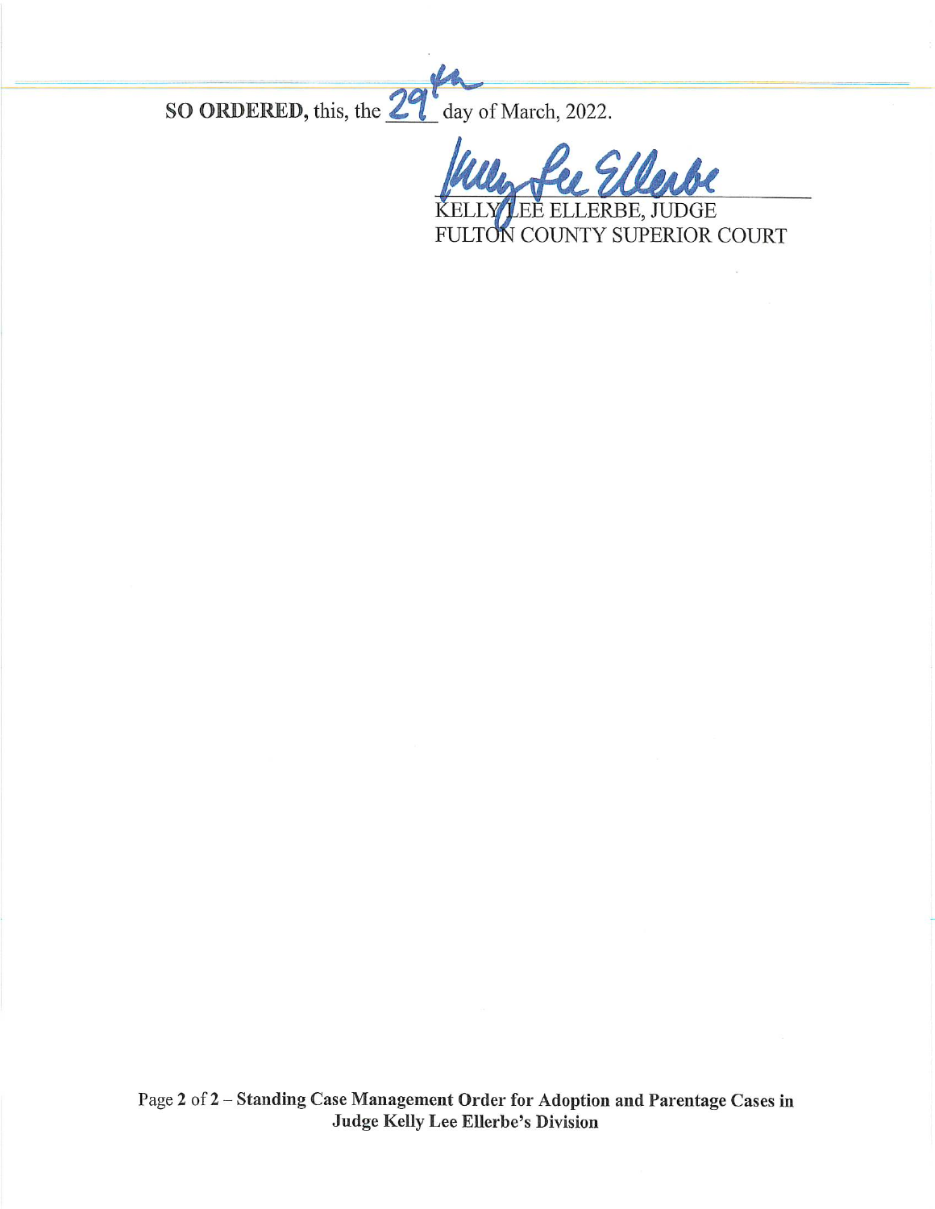**SO ORDERED,** this, the 29th day of March, 2022.

KELLY LEE ELLERBE, JUDGE
FULTON COUNTY SUPERIOR COURT